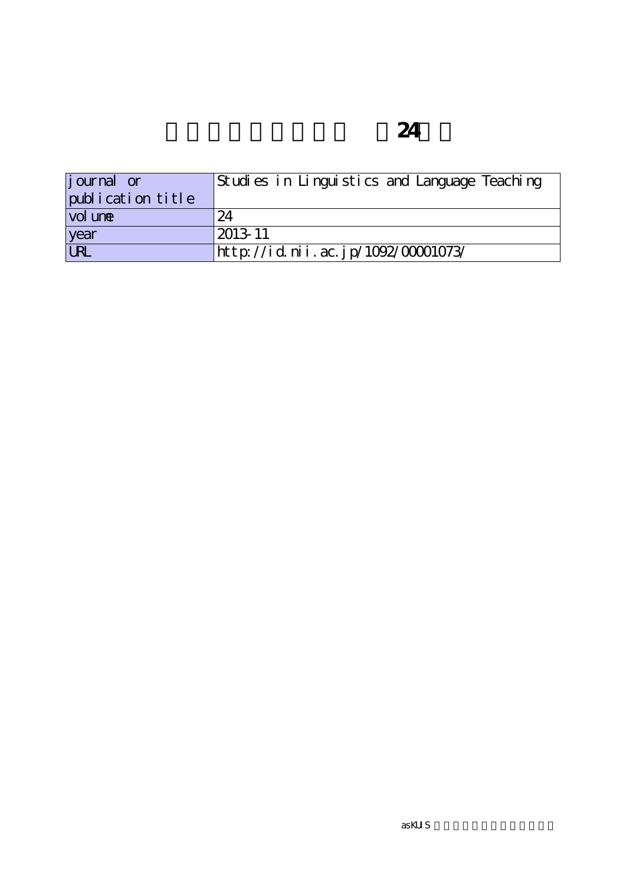# 24

| journal or publication title | Studies in Linguistics and Language Teaching |
|---|---|
| volume | 24 |
| year | 2013-11 |
| URL | http://id.nii.ac.jp/1092/00001073/ |

asKUIS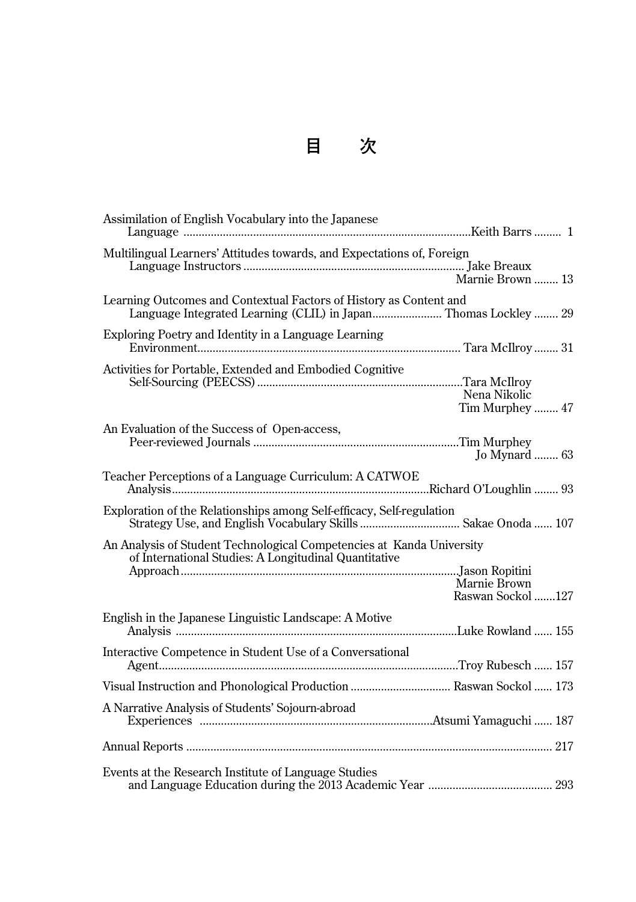# 目　次

Assimilation of English Vocabulary into the Japanese Language .......... Keith Barrs ......... 1

Multilingual Learners' Attitudes towards, and Expectations of, Foreign Language Instructors .......... Jake Breaux, Marnie Brown ........ 13

Learning Outcomes and Contextual Factors of History as Content and Language Integrated Learning (CLIL) in Japan .......... Thomas Lockley ........ 29

Exploring Poetry and Identity in a Language Learning Environment .......... Tara McIlroy ........ 31

Activities for Portable, Extended and Embodied Cognitive Self-Sourcing (PEECSS) .......... Tara McIlroy, Nena Nikolic, Tim Murphey ........ 47

An Evaluation of the Success of Open-access, Peer-reviewed Journals .......... Tim Murphey, Jo Mynard ........ 63

Teacher Perceptions of a Language Curriculum: A CATWOE Analysis .......... Richard O'Loughlin ........ 93

Exploration of the Relationships among Self-efficacy, Self-regulation Strategy Use, and English Vocabulary Skills .......... Sakae Onoda ...... 107

An Analysis of Student Technological Competencies at Kanda University of International Studies: A Longitudinal Quantitative Approach .......... Jason Ropitini, Marnie Brown, Raswan Sockol .......127

English in the Japanese Linguistic Landscape: A Motive Analysis .......... Luke Rowland ...... 155

Interactive Competence in Student Use of a Conversational Agent .......... Troy Rubesch ...... 157

Visual Instruction and Phonological Production .......... Raswan Sockol ...... 173

A Narrative Analysis of Students' Sojourn-abroad Experiences .......... Atsumi Yamaguchi ...... 187

Annual Reports .......... 217

Events at the Research Institute of Language Studies and Language Education during the 2013 Academic Year .......... 293